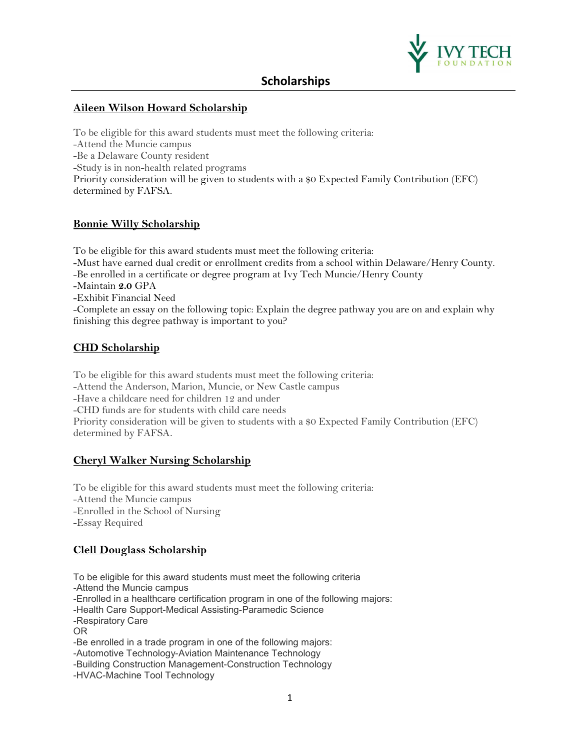# Scholarships

## Aileen Wilson Howard Scholarship

To be eligible for this award students must meet the following criteria:
-Attend the Muncie campus
-Be a Delaware County resident
-Study is in non-health related programs
Priority consideration will be given to students with a $0 Expected Family Contribution (EFC) determined by FAFSA.

## Bonnie Willy Scholarship

To be eligible for this award students must meet the following criteria:
-Must have earned dual credit or enrollment credits from a school within Delaware/Henry County.
-Be enrolled in a certificate or degree program at Ivy Tech Muncie/Henry County
-Maintain **2.0** GPA
-Exhibit Financial Need
-Complete an essay on the following topic: Explain the degree pathway you are on and explain why finishing this degree pathway is important to you?

## CHD Scholarship

To be eligible for this award students must meet the following criteria:
-Attend the Anderson, Marion, Muncie, or New Castle campus
-Have a childcare need for children 12 and under
-CHD funds are for students with child care needs
Priority consideration will be given to students with a $0 Expected Family Contribution (EFC) determined by FAFSA.

## Cheryl Walker Nursing Scholarship

To be eligible for this award students must meet the following criteria:
-Attend the Muncie campus
-Enrolled in the School of Nursing
-Essay Required

## Clell Douglass Scholarship

To be eligible for this award students must meet the following criteria
-Attend the Muncie campus
-Enrolled in a healthcare certification program in one of the following majors:
-Health Care Support-Medical Assisting-Paramedic Science
-Respiratory Care
OR
-Be enrolled in a trade program in one of the following majors:
-Automotive Technology-Aviation Maintenance Technology
-Building Construction Management-Construction Technology
-HVAC-Machine Tool Technology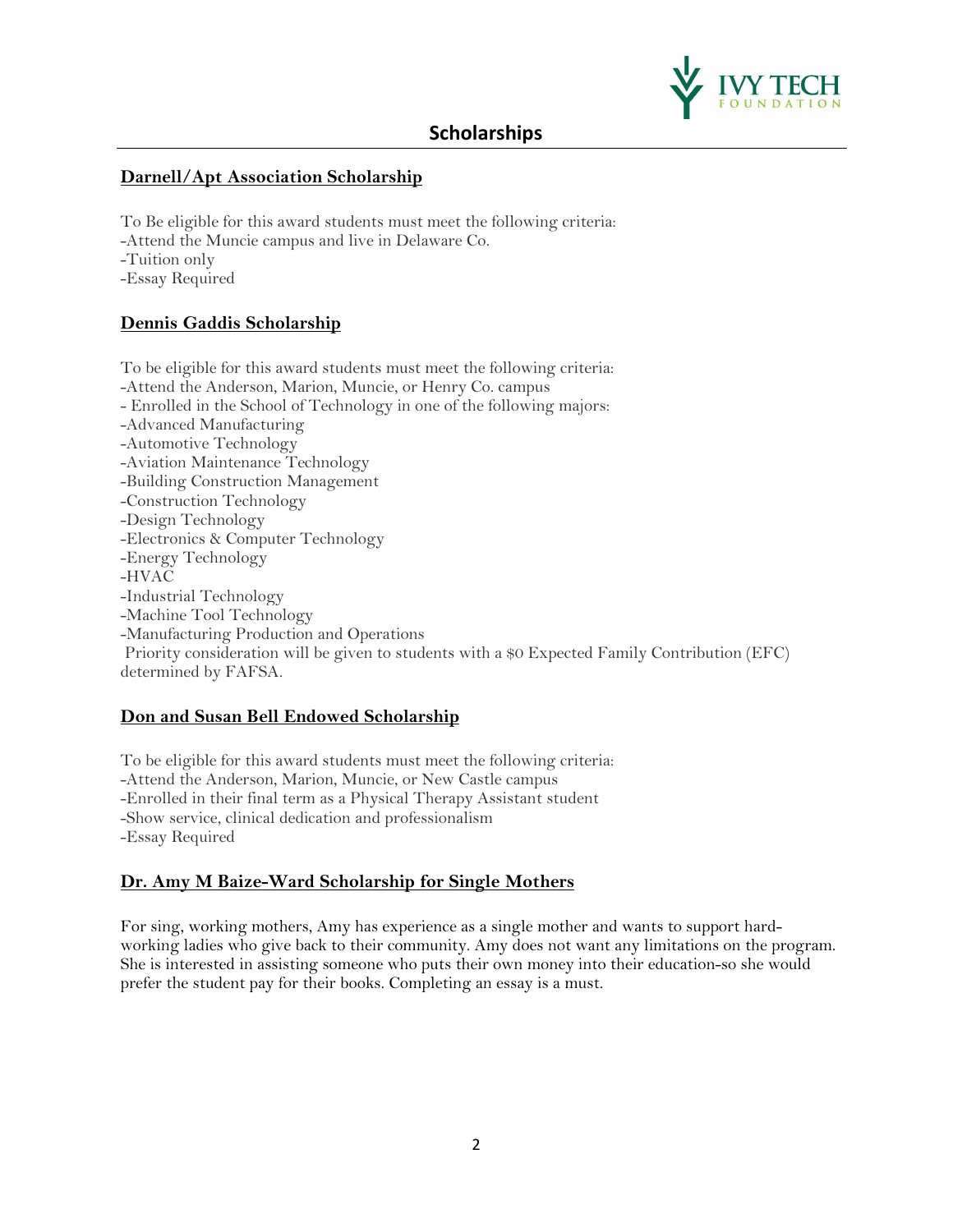# Scholarships

**Darnell/Apt Association Scholarship**

To Be eligible for this award students must meet the following criteria:
-Attend the Muncie campus and live in Delaware Co.
-Tuition only
-Essay Required

**Dennis Gaddis Scholarship**

To be eligible for this award students must meet the following criteria:
-Attend the Anderson, Marion, Muncie, or Henry Co. campus
- Enrolled in the School of Technology in one of the following majors:
-Advanced Manufacturing
-Automotive Technology
-Aviation Maintenance Technology
-Building Construction Management
-Construction Technology
-Design Technology
-Electronics & Computer Technology
-Energy Technology
-HVAC
-Industrial Technology
-Machine Tool Technology
-Manufacturing Production and Operations
Priority consideration will be given to students with a $0 Expected Family Contribution (EFC) determined by FAFSA.

**Don and Susan Bell Endowed Scholarship**

To be eligible for this award students must meet the following criteria:
-Attend the Anderson, Marion, Muncie, or New Castle campus
-Enrolled in their final term as a Physical Therapy Assistant student
-Show service, clinical dedication and professionalism
-Essay Required

**Dr. Amy M Baize-Ward Scholarship for Single Mothers**

For sing, working mothers, Amy has experience as a single mother and wants to support hard-working ladies who give back to their community. Amy does not want any limitations on the program. She is interested in assisting someone who puts their own money into their education-so she would prefer the student pay for their books. Completing an essay is a must.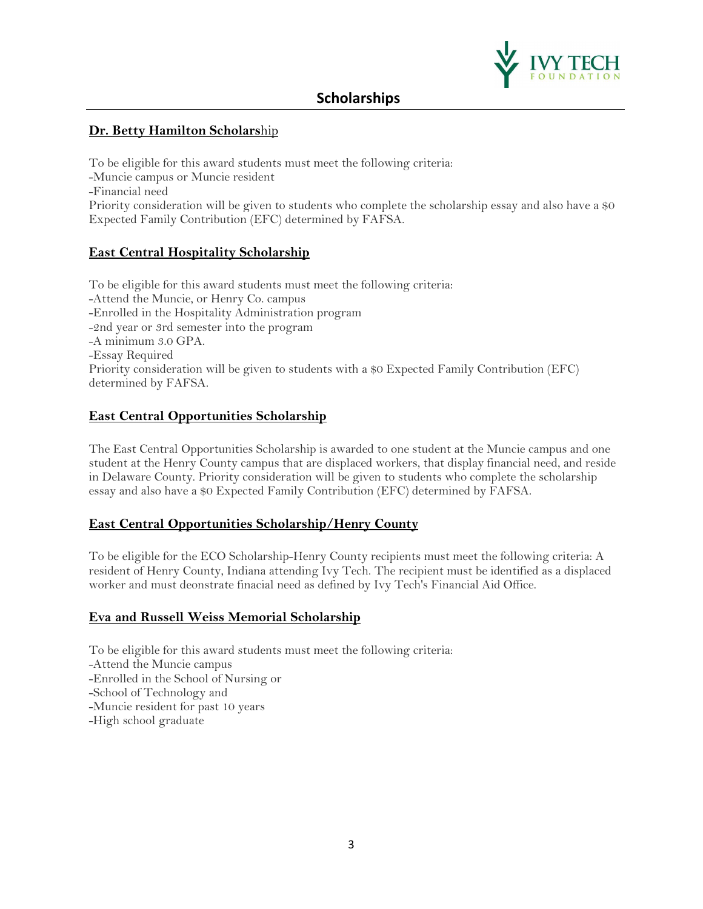# Scholarships

## Dr. Betty Hamilton Scholarship

To be eligible for this award students must meet the following criteria:

-Muncie campus or Muncie resident

-Financial need

Priority consideration will be given to students who complete the scholarship essay and also have a $0 Expected Family Contribution (EFC) determined by FAFSA.

## East Central Hospitality Scholarship

To be eligible for this award students must meet the following criteria:

-Attend the Muncie, or Henry Co. campus

-Enrolled in the Hospitality Administration program

-2nd year or 3rd semester into the program

-A minimum 3.0 GPA.

-Essay Required

Priority consideration will be given to students with a $0 Expected Family Contribution (EFC) determined by FAFSA.

## East Central Opportunities Scholarship

The East Central Opportunities Scholarship is awarded to one student at the Muncie campus and one student at the Henry County campus that are displaced workers, that display financial need, and reside in Delaware County. Priority consideration will be given to students who complete the scholarship essay and also have a $0 Expected Family Contribution (EFC) determined by FAFSA.

## East Central Opportunities Scholarship/Henry County

To be eligible for the ECO Scholarship-Henry County recipients must meet the following criteria: A resident of Henry County, Indiana attending Ivy Tech. The recipient must be identified as a displaced worker and must deonstrate finacial need as defined by Ivy Tech's Financial Aid Office.

## Eva and Russell Weiss Memorial Scholarship

To be eligible for this award students must meet the following criteria:

-Attend the Muncie campus

-Enrolled in the School of Nursing or

-School of Technology and

-Muncie resident for past 10 years

-High school graduate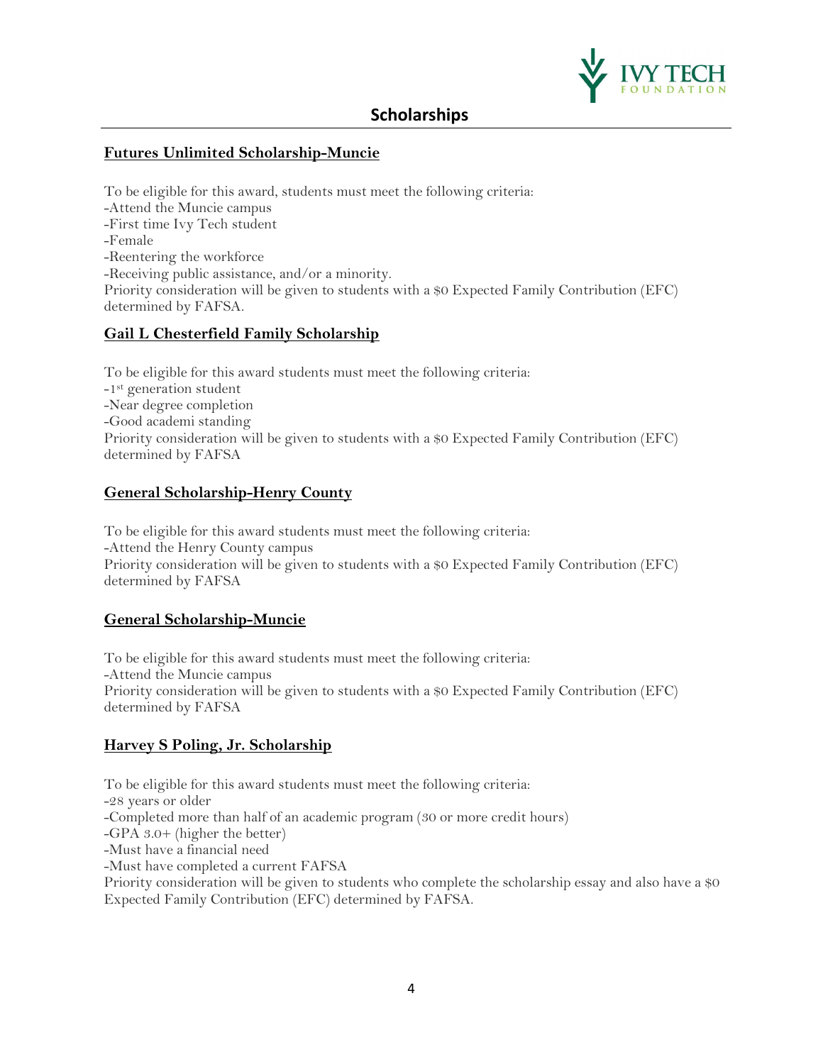## Scholarships

### Futures Unlimited Scholarship-Muncie

To be eligible for this award, students must meet the following criteria:
-Attend the Muncie campus
-First time Ivy Tech student
-Female
-Reentering the workforce
-Receiving public assistance, and/or a minority.
Priority consideration will be given to students with a $0 Expected Family Contribution (EFC) determined by FAFSA.

### Gail L Chesterfield Family Scholarship

To be eligible for this award students must meet the following criteria:
-1st generation student
-Near degree completion
-Good academi standing
Priority consideration will be given to students with a $0 Expected Family Contribution (EFC) determined by FAFSA

### General Scholarship-Henry County

To be eligible for this award students must meet the following criteria:
-Attend the Henry County campus
Priority consideration will be given to students with a $0 Expected Family Contribution (EFC) determined by FAFSA

### General Scholarship-Muncie

To be eligible for this award students must meet the following criteria:
-Attend the Muncie campus
Priority consideration will be given to students with a $0 Expected Family Contribution (EFC) determined by FAFSA

### Harvey S Poling, Jr. Scholarship

To be eligible for this award students must meet the following criteria:
-28 years or older
-Completed more than half of an academic program (30 or more credit hours)
-GPA 3.0+ (higher the better)
-Must have a financial need
-Must have completed a current FAFSA
Priority consideration will be given to students who complete the scholarship essay and also have a $0 Expected Family Contribution (EFC) determined by FAFSA.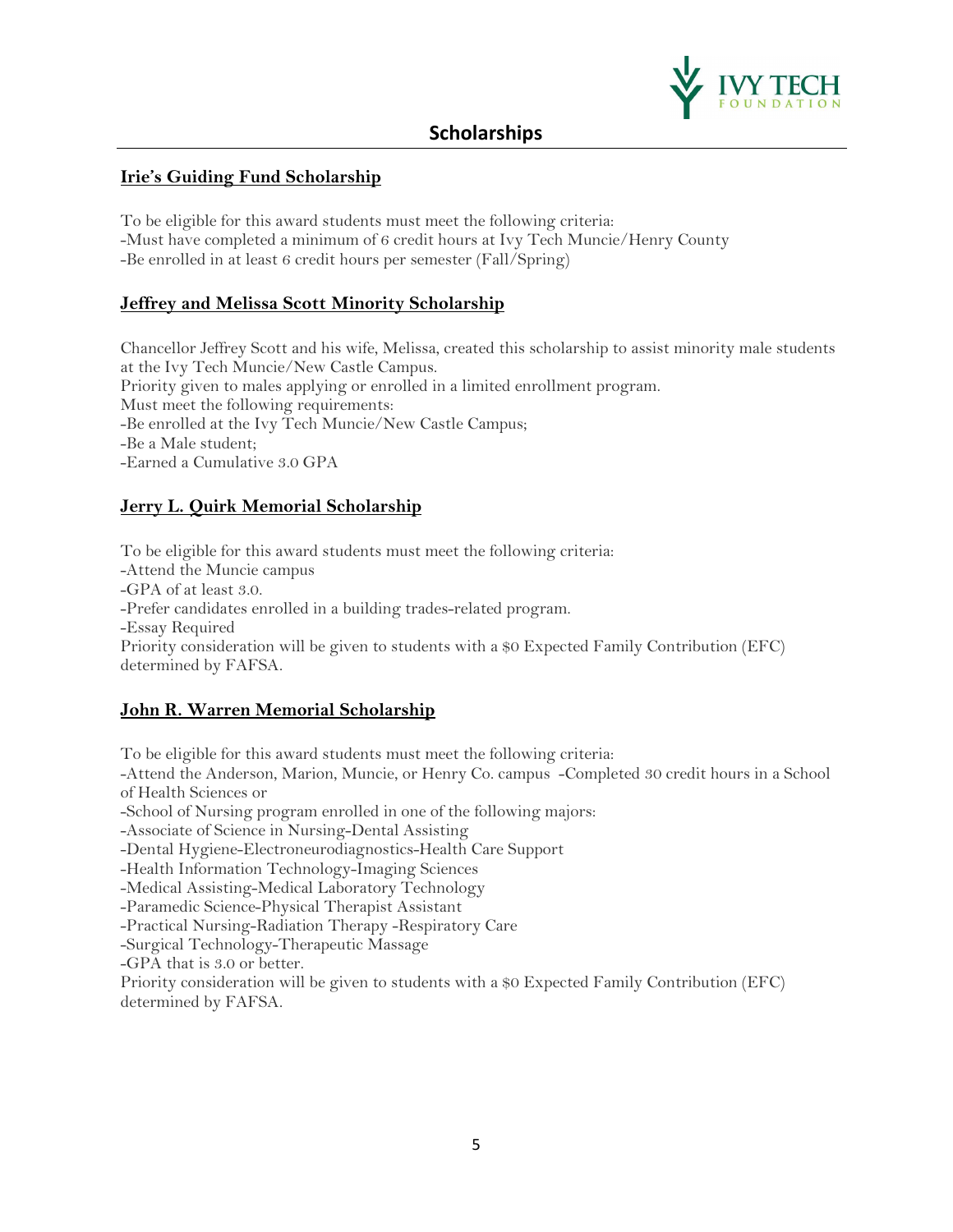## Scholarships

### Irie's Guiding Fund Scholarship

To be eligible for this award students must meet the following criteria:
-Must have completed a minimum of 6 credit hours at Ivy Tech Muncie/Henry County
-Be enrolled in at least 6 credit hours per semester (Fall/Spring)

### Jeffrey and Melissa Scott Minority Scholarship

Chancellor Jeffrey Scott and his wife, Melissa, created this scholarship to assist minority male students at the Ivy Tech Muncie/New Castle Campus.
Priority given to males applying or enrolled in a limited enrollment program.
Must meet the following requirements:
-Be enrolled at the Ivy Tech Muncie/New Castle Campus;
-Be a Male student;
-Earned a Cumulative 3.0 GPA

### Jerry L. Quirk Memorial Scholarship

To be eligible for this award students must meet the following criteria:
-Attend the Muncie campus
-GPA of at least 3.0.
-Prefer candidates enrolled in a building trades-related program.
-Essay Required
Priority consideration will be given to students with a $0 Expected Family Contribution (EFC) determined by FAFSA.

### John R. Warren Memorial Scholarship

To be eligible for this award students must meet the following criteria:
-Attend the Anderson, Marion, Muncie, or Henry Co. campus -Completed 30 credit hours in a School of Health Sciences or
-School of Nursing program enrolled in one of the following majors:
-Associate of Science in Nursing-Dental Assisting
-Dental Hygiene-Electroneurodiagnostics-Health Care Support
-Health Information Technology-Imaging Sciences
-Medical Assisting-Medical Laboratory Technology
-Paramedic Science-Physical Therapist Assistant
-Practical Nursing-Radiation Therapy -Respiratory Care
-Surgical Technology-Therapeutic Massage
-GPA that is 3.0 or better.
Priority consideration will be given to students with a $0 Expected Family Contribution (EFC) determined by FAFSA.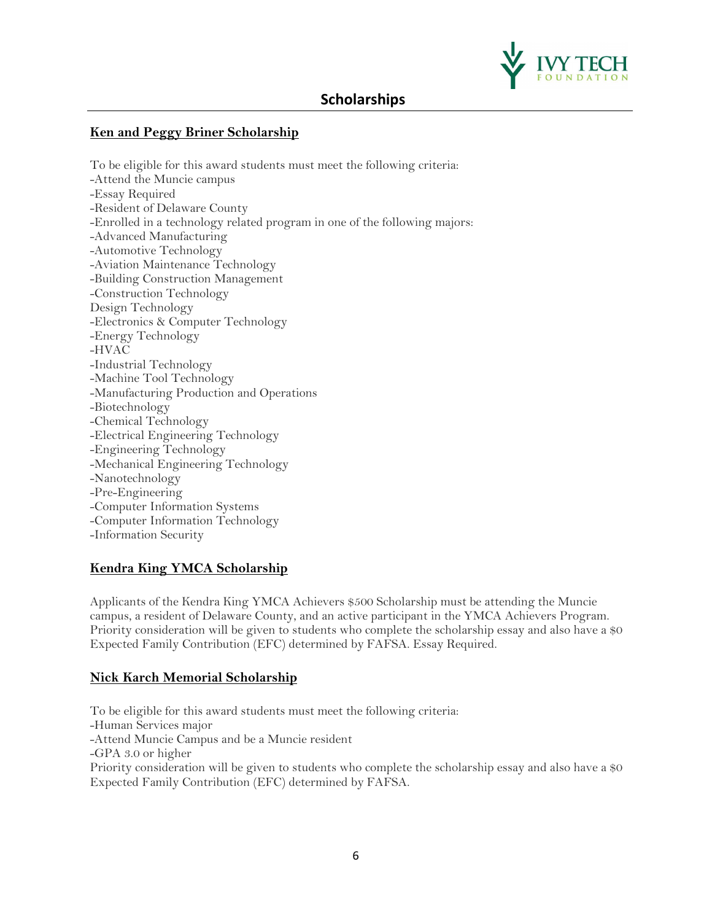## Scholarships

### Ken and Peggy Briner Scholarship

To be eligible for this award students must meet the following criteria:
-Attend the Muncie campus
-Essay Required
-Resident of Delaware County
-Enrolled in a technology related program in one of the following majors:
-Advanced Manufacturing
-Automotive Technology
-Aviation Maintenance Technology
-Building Construction Management
-Construction Technology
Design Technology
-Electronics & Computer Technology
-Energy Technology
-HVAC
-Industrial Technology
-Machine Tool Technology
-Manufacturing Production and Operations
-Biotechnology
-Chemical Technology
-Electrical Engineering Technology
-Engineering Technology
-Mechanical Engineering Technology
-Nanotechnology
-Pre-Engineering
-Computer Information Systems
-Computer Information Technology
-Information Security

### Kendra King YMCA Scholarship

Applicants of the Kendra King YMCA Achievers $500 Scholarship must be attending the Muncie campus, a resident of Delaware County, and an active participant in the YMCA Achievers Program. Priority consideration will be given to students who complete the scholarship essay and also have a $0 Expected Family Contribution (EFC) determined by FAFSA. Essay Required.

### Nick Karch Memorial Scholarship

To be eligible for this award students must meet the following criteria:
-Human Services major
-Attend Muncie Campus and be a Muncie resident
-GPA 3.0 or higher
Priority consideration will be given to students who complete the scholarship essay and also have a $0 Expected Family Contribution (EFC) determined by FAFSA.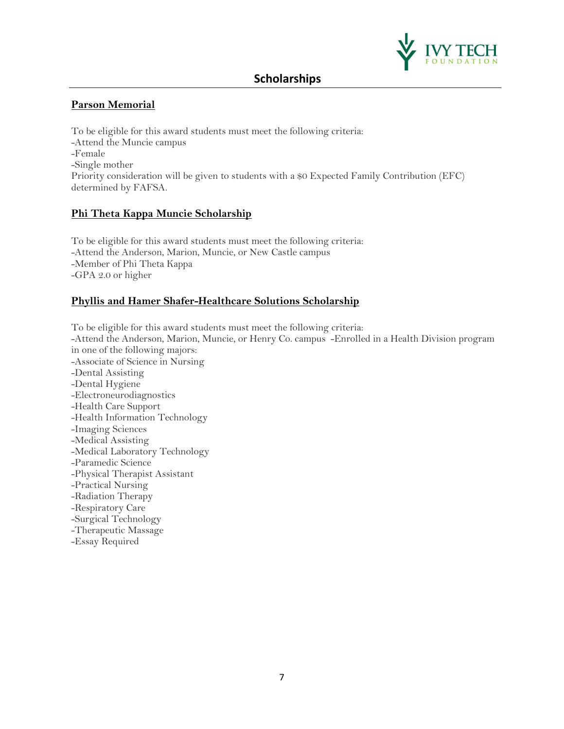# Scholarships

**Parson Memorial**

To be eligible for this award students must meet the following criteria:
-Attend the Muncie campus
-Female
-Single mother
Priority consideration will be given to students with a $0 Expected Family Contribution (EFC) determined by FAFSA.

**Phi Theta Kappa Muncie Scholarship**

To be eligible for this award students must meet the following criteria:
-Attend the Anderson, Marion, Muncie, or New Castle campus
-Member of Phi Theta Kappa
-GPA 2.0 or higher

**Phyllis and Hamer Shafer-Healthcare Solutions Scholarship**

To be eligible for this award students must meet the following criteria:
-Attend the Anderson, Marion, Muncie, or Henry Co. campus -Enrolled in a Health Division program in one of the following majors:
-Associate of Science in Nursing
-Dental Assisting
-Dental Hygiene
-Electroneurodiagnostics
-Health Care Support
-Health Information Technology
-Imaging Sciences
-Medical Assisting
-Medical Laboratory Technology
-Paramedic Science
-Physical Therapist Assistant
-Practical Nursing
-Radiation Therapy
-Respiratory Care
-Surgical Technology
-Therapeutic Massage
-Essay Required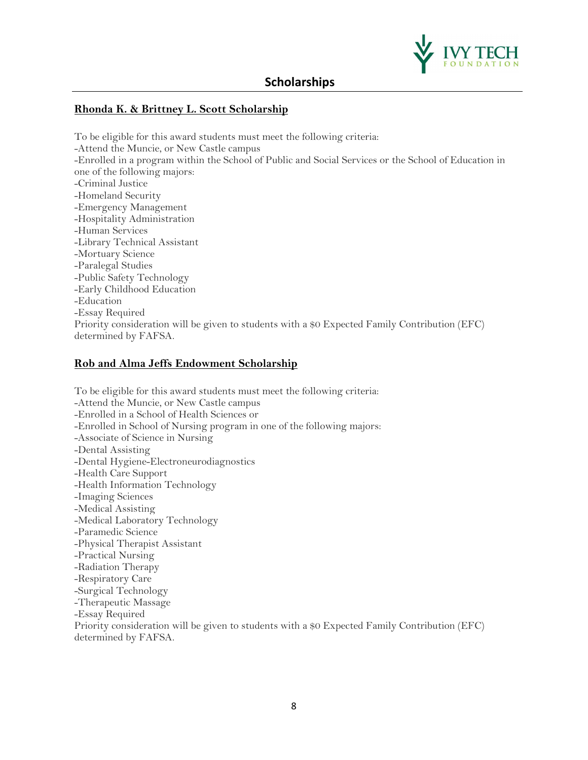## Scholarships

### Rhonda K. & Brittney L. Scott Scholarship

To be eligible for this award students must meet the following criteria:
-Attend the Muncie, or New Castle campus
-Enrolled in a program within the School of Public and Social Services or the School of Education in one of the following majors:
-Criminal Justice
-Homeland Security
-Emergency Management
-Hospitality Administration
-Human Services
-Library Technical Assistant
-Mortuary Science
-Paralegal Studies
-Public Safety Technology
-Early Childhood Education
-Education
-Essay Required
Priority consideration will be given to students with a $0 Expected Family Contribution (EFC) determined by FAFSA.

### Rob and Alma Jeffs Endowment Scholarship

To be eligible for this award students must meet the following criteria:
-Attend the Muncie, or New Castle campus
-Enrolled in a School of Health Sciences or
-Enrolled in School of Nursing program in one of the following majors:
-Associate of Science in Nursing
-Dental Assisting
-Dental Hygiene-Electroneurodiagnostics
-Health Care Support
-Health Information Technology
-Imaging Sciences
-Medical Assisting
-Medical Laboratory Technology
-Paramedic Science
-Physical Therapist Assistant
-Practical Nursing
-Radiation Therapy
-Respiratory Care
-Surgical Technology
-Therapeutic Massage
-Essay Required
Priority consideration will be given to students with a $0 Expected Family Contribution (EFC) determined by FAFSA.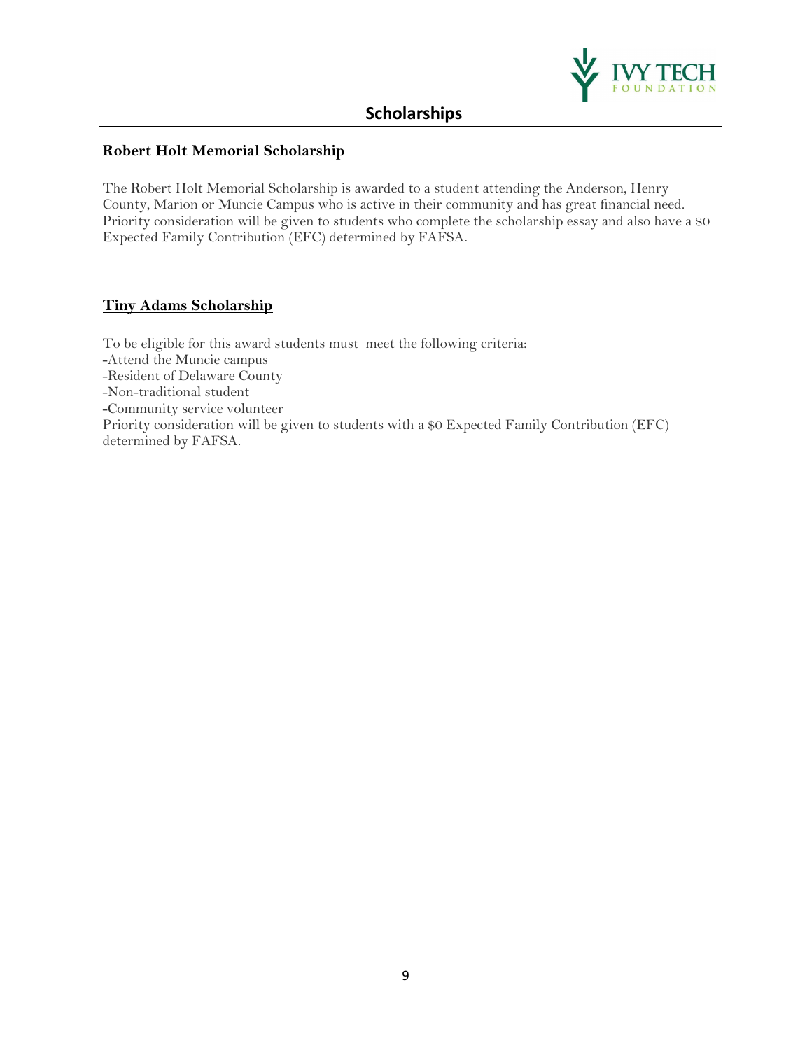# Scholarships

## Robert Holt Memorial Scholarship

The Robert Holt Memorial Scholarship is awarded to a student attending the Anderson, Henry County, Marion or Muncie Campus who is active in their community and has great financial need. Priority consideration will be given to students who complete the scholarship essay and also have a $0 Expected Family Contribution (EFC) determined by FAFSA.

## Tiny Adams Scholarship

To be eligible for this award students must meet the following criteria:

-Attend the Muncie campus

-Resident of Delaware County

-Non-traditional student

-Community service volunteer

Priority consideration will be given to students with a $0 Expected Family Contribution (EFC) determined by FAFSA.